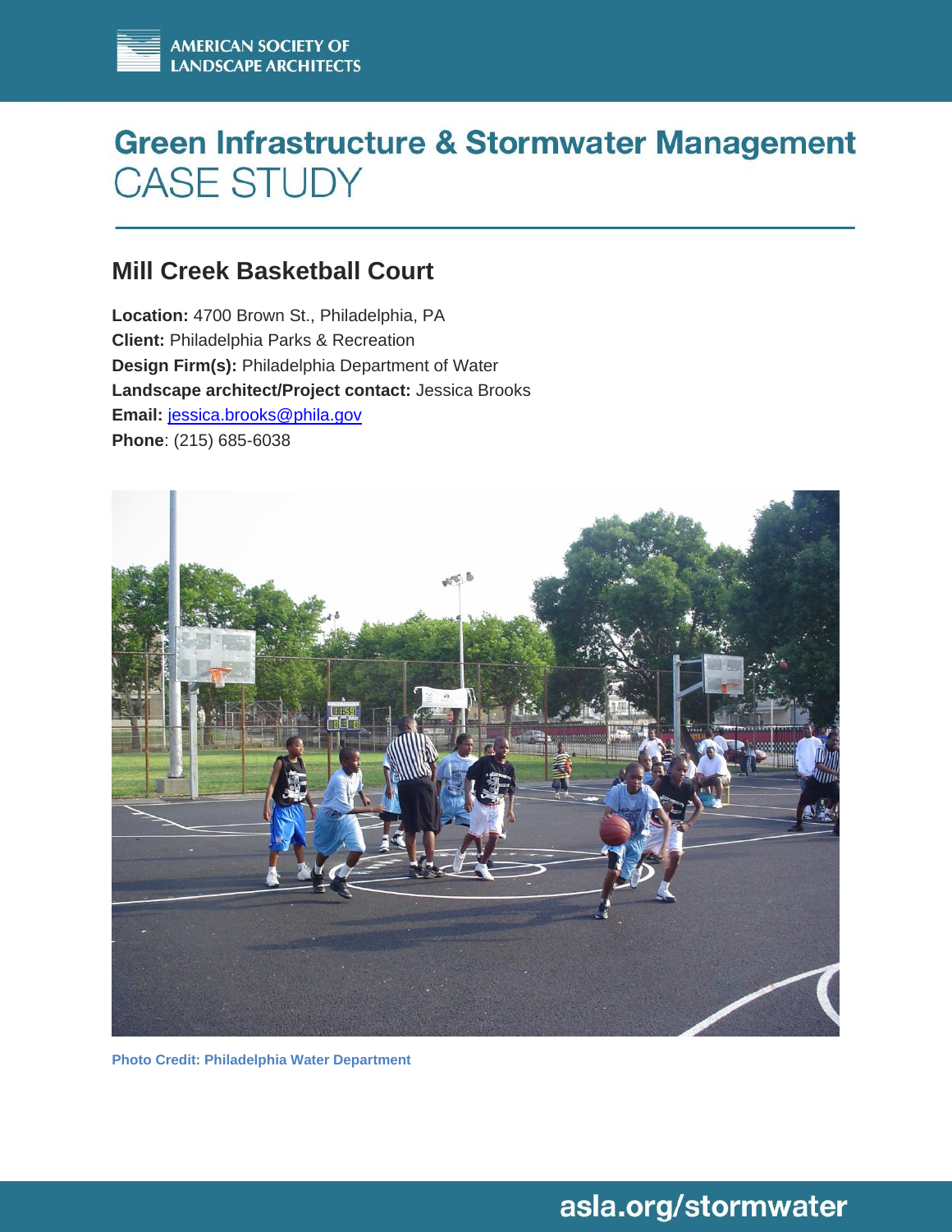AMERICAN SOCIETY OF LANDSCAPE ARCHITECTS

# Green Infrastructure & Stormwater Management CASE STUDY

## Mill Creek Basketball Court

**Location:** 4700 Brown St., Philadelphia, PA
**Client:** Philadelphia Parks & Recreation
**Design Firm(s):** Philadelphia Department of Water
**Landscape architect/Project contact:** Jessica Brooks
**Email:** jessica.brooks@phila.gov
**Phone**: (215) 685-6038

Photo Credit: Philadelphia Water Department

asla.org/stormwater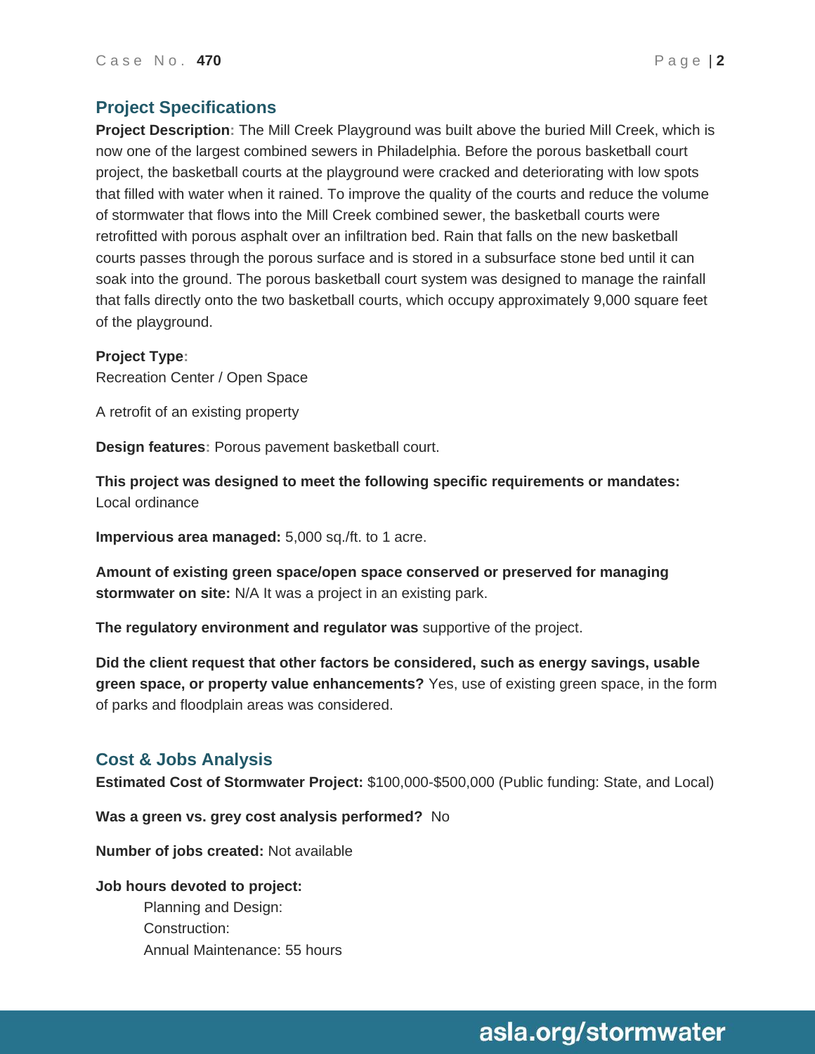## Project Specifications

**Project Description:** The Mill Creek Playground was built above the buried Mill Creek, which is now one of the largest combined sewers in Philadelphia. Before the porous basketball court project, the basketball courts at the playground were cracked and deteriorating with low spots that filled with water when it rained. To improve the quality of the courts and reduce the volume of stormwater that flows into the Mill Creek combined sewer, the basketball courts were retrofitted with porous asphalt over an infiltration bed. Rain that falls on the new basketball courts passes through the porous surface and is stored in a subsurface stone bed until it can soak into the ground. The porous basketball court system was designed to manage the rainfall that falls directly onto the two basketball courts, which occupy approximately 9,000 square feet of the playground.

**Project Type:**
Recreation Center / Open Space

A retrofit of an existing property

**Design features:** Porous pavement basketball court.

**This project was designed to meet the following specific requirements or mandates:** Local ordinance

**Impervious area managed:** 5,000 sq./ft. to 1 acre.

**Amount of existing green space/open space conserved or preserved for managing stormwater on site:** N/A It was a project in an existing park.

**The regulatory environment and regulator was** supportive of the project.

**Did the client request that other factors be considered, such as energy savings, usable green space, or property value enhancements?** Yes, use of existing green space, in the form of parks and floodplain areas was considered.

## Cost & Jobs Analysis

**Estimated Cost of Stormwater Project:** $100,000-$500,000 (Public funding: State, and Local)

**Was a green vs. grey cost analysis performed?** No

**Number of jobs created:** Not available

**Job hours devoted to project:**

- Planning and Design:
- Construction:
- Annual Maintenance: 55 hours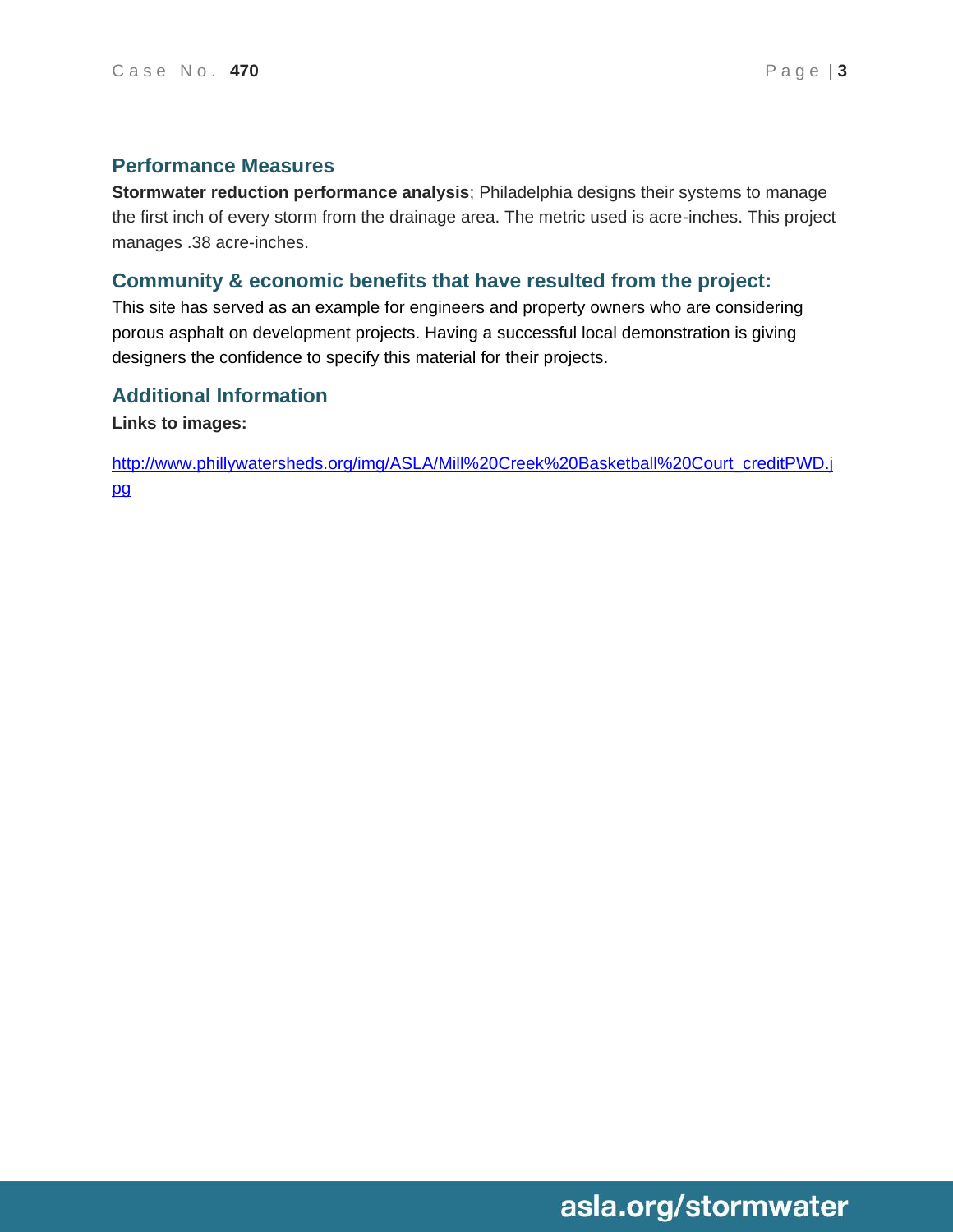## Performance Measures

**Stormwater reduction performance analysis**; Philadelphia designs their systems to manage the first inch of every storm from the drainage area. The metric used is acre-inches. This project manages .38 acre-inches.

## Community & economic benefits that have resulted from the project:

This site has served as an example for engineers and property owners who are considering porous asphalt on development projects. Having a successful local demonstration is giving designers the confidence to specify this material for their projects.

## Additional Information

**Links to images:**

http://www.phillywatersheds.org/img/ASLA/Mill%20Creek%20Basketball%20Court_creditPWD.jpg